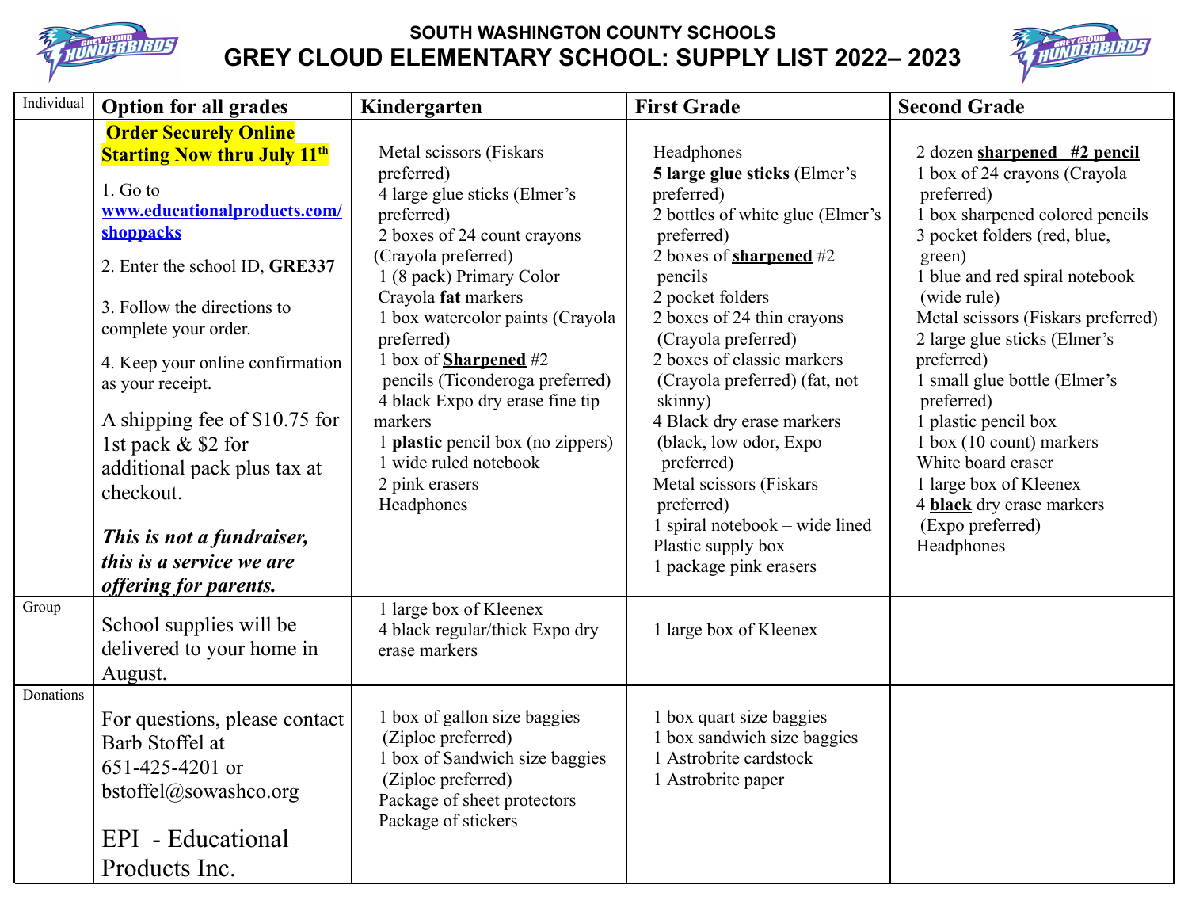SOUTH WASHINGTON COUNTY SCHOOLS

# GREY CLOUD ELEMENTARY SCHOOL: SUPPLY LIST 2022– 2023

| Individual | Option for all grades | Kindergarten | First Grade | Second Grade |
|---|---|---|---|---|
| | **Order Securely Online Starting Now thru July 11th**<br><br>1. Go to www.educationalproducts.com/shoppacks<br><br>2. Enter the school ID, **GRE337**<br><br>3. Follow the directions to complete your order.<br><br>4. Keep your online confirmation as your receipt.<br><br>A shipping fee of $10.75 for 1st pack & $2 for additional pack plus tax at checkout.<br><br>***This is not a fundraiser, this is a service we are offering for parents.*** | Metal scissors (Fiskars preferred)<br>4 large glue sticks (Elmer's preferred)<br>2 boxes of 24 count crayons (Crayola preferred)<br>1 (8 pack) Primary Color Crayola **fat** markers<br>1 box watercolor paints (Crayola preferred)<br>1 box of **Sharpened** #2 pencils (Ticonderoga preferred)<br>4 black Expo dry erase fine tip markers<br>1 **plastic** pencil box (no zippers)<br>1 wide ruled notebook<br>2 pink erasers<br>Headphones | Headphones<br>**5 large glue sticks** (Elmer's preferred)<br>2 bottles of white glue (Elmer's preferred)<br>2 boxes of **sharpened** #2 pencils<br>2 pocket folders<br>2 boxes of 24 thin crayons (Crayola preferred)<br>2 boxes of classic markers (Crayola preferred) (fat, not skinny)<br>4 Black dry erase markers (black, low odor, Expo preferred)<br>Metal scissors (Fiskars preferred)<br>1 spiral notebook – wide lined<br>Plastic supply box<br>1 package pink erasers | 2 dozen **sharpened #2 pencil**<br>1 box of 24 crayons (Crayola preferred)<br>1 box sharpened colored pencils<br>3 pocket folders (red, blue, green)<br>1 blue and red spiral notebook (wide rule)<br>Metal scissors (Fiskars preferred)<br>2 large glue sticks (Elmer's preferred)<br>1 small glue bottle (Elmer's preferred)<br>1 plastic pencil box<br>1 box (10 count) markers<br>White board eraser<br>1 large box of Kleenex<br>4 **black** dry erase markers (Expo preferred)<br>Headphones |
| Group | School supplies will be delivered to your home in August. | 1 large box of Kleenex<br>4 black regular/thick Expo dry erase markers | 1 large box of Kleenex | |
| Donations | For questions, please contact Barb Stoffel at 651-425-4201 or bstoffel@sowashco.org<br><br>EPI - Educational Products Inc. | 1 box of gallon size baggies (Ziploc preferred)<br>1 box of Sandwich size baggies (Ziploc preferred)<br>Package of sheet protectors<br>Package of stickers | 1 box quart size baggies<br>1 box sandwich size baggies<br>1 Astrobrite cardstock<br>1 Astrobrite paper | |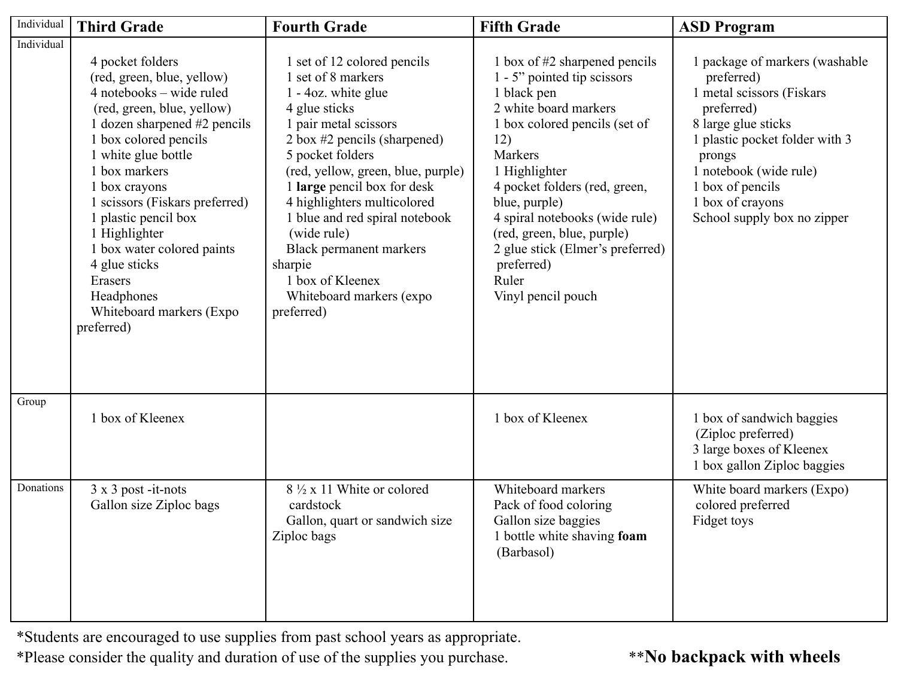| Individual | Third Grade | Fourth Grade | Fifth Grade | ASD Program |
|---|---|---|---|---|
| Individual | 4 pocket folders (red, green, blue, yellow)<br>4 notebooks – wide ruled (red, green, blue, yellow)<br>1 dozen sharpened #2 pencils<br>1 box colored pencils<br>1 white glue bottle<br>1 box markers<br>1 box crayons<br>1 scissors (Fiskars preferred)<br>1 plastic pencil box<br>1 Highlighter<br>1 box water colored paints<br>4 glue sticks<br>Erasers<br>Headphones<br>Whiteboard markers (Expo preferred) | 1 set of 12 colored pencils<br>1 set of 8 markers<br>1 - 4oz. white glue<br>4 glue sticks<br>1 pair metal scissors<br>2 box #2 pencils (sharpened)<br>5 pocket folders (red, yellow, green, blue, purple)<br>1 **large** pencil box for desk<br>4 highlighters multicolored<br>1 blue and red spiral notebook (wide rule)<br>Black permanent markers sharpie<br>1 box of Kleenex<br>Whiteboard markers (expo preferred) | 1 box of #2 sharpened pencils<br>1 - 5" pointed tip scissors<br>1 black pen<br>2 white board markers<br>1 box colored pencils (set of 12)<br>Markers<br>1 Highlighter<br>4 pocket folders (red, green, blue, purple)<br>4 spiral notebooks (wide rule) (red, green, blue, purple)<br>2 glue stick (Elmer's preferred) preferred)<br>Ruler<br>Vinyl pencil pouch | 1 package of markers (washable preferred)<br>1 metal scissors (Fiskars preferred)<br>8 large glue sticks<br>1 plastic pocket folder with 3 prongs<br>1 notebook (wide rule)<br>1 box of pencils<br>1 box of crayons<br>School supply box no zipper |
| Group | 1 box of Kleenex | | 1 box of Kleenex | 1 box of sandwich baggies (Ziploc preferred)<br>3 large boxes of Kleenex<br>1 box gallon Ziploc baggies |
| Donations | 3 x 3 post -it-nots<br>Gallon size Ziploc bags | 8 ½ x 11 White or colored cardstock<br>Gallon, quart or sandwich size Ziploc bags | Whiteboard markers<br>Pack of food coloring<br>Gallon size baggies<br>1 bottle white shaving **foam** (Barbasol) | White board markers (Expo) colored preferred<br>Fidget toys |

*Students are encouraged to use supplies from past school years as appropriate.

*Please consider the quality and duration of use of the supplies you purchase.

****No backpack with wheels**